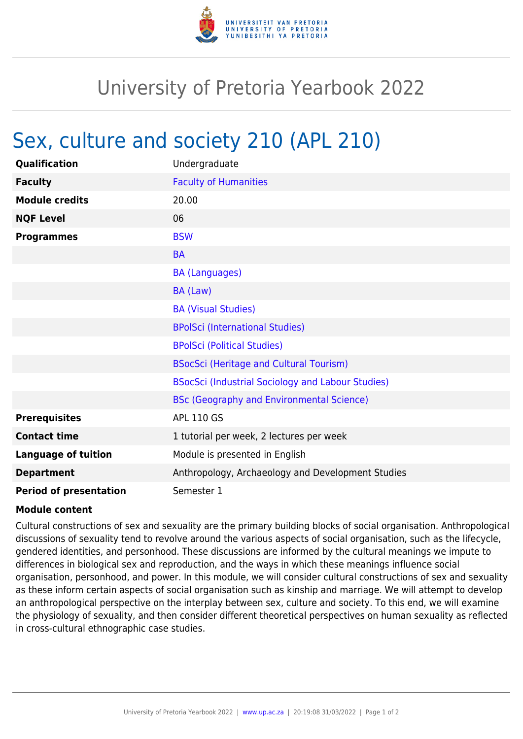# University of Pretoria Yearbook 2022

## Sex, culture and society 210 (APL 210)

| | |
|---|---|
| **Qualification** | Undergraduate |
| **Faculty** | Faculty of Humanities |
| **Module credits** | 20.00 |
| **NQF Level** | 06 |
| **Programmes** | BSW |
| | BA |
| | BA (Languages) |
| | BA (Law) |
| | BA (Visual Studies) |
| | BPolSci (International Studies) |
| | BPolSci (Political Studies) |
| | BSocSci (Heritage and Cultural Tourism) |
| | BSocSci (Industrial Sociology and Labour Studies) |
| | BSc (Geography and Environmental Science) |
| **Prerequisites** | APL 110 GS |
| **Contact time** | 1 tutorial per week, 2 lectures per week |
| **Language of tuition** | Module is presented in English |
| **Department** | Anthropology, Archaeology and Development Studies |
| **Period of presentation** | Semester 1 |

**Module content**

Cultural constructions of sex and sexuality are the primary building blocks of social organisation. Anthropological discussions of sexuality tend to revolve around the various aspects of social organisation, such as the lifecycle, gendered identities, and personhood. These discussions are informed by the cultural meanings we impute to differences in biological sex and reproduction, and the ways in which these meanings influence social organisation, personhood, and power. In this module, we will consider cultural constructions of sex and sexuality as these inform certain aspects of social organisation such as kinship and marriage. We will attempt to develop an anthropological perspective on the interplay between sex, culture and society. To this end, we will examine the physiology of sexuality, and then consider different theoretical perspectives on human sexuality as reflected in cross-cultural ethnographic case studies.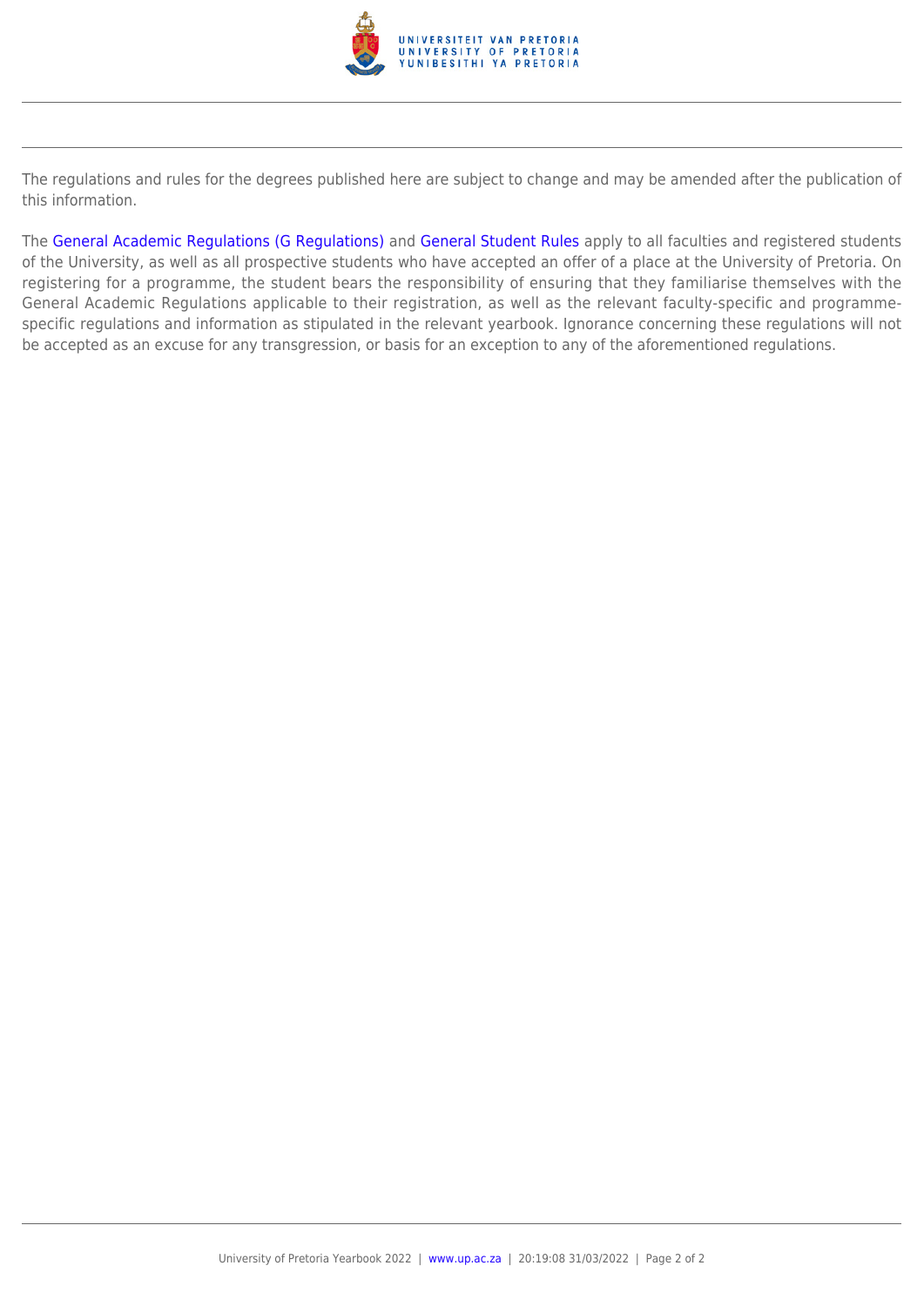The regulations and rules for the degrees published here are subject to change and may be amended after the publication of this information.

The General Academic Regulations (G Regulations) and General Student Rules apply to all faculties and registered students of the University, as well as all prospective students who have accepted an offer of a place at the University of Pretoria. On registering for a programme, the student bears the responsibility of ensuring that they familiarise themselves with the General Academic Regulations applicable to their registration, as well as the relevant faculty-specific and programme-specific regulations and information as stipulated in the relevant yearbook. Ignorance concerning these regulations will not be accepted as an excuse for any transgression, or basis for an exception to any of the aforementioned regulations.